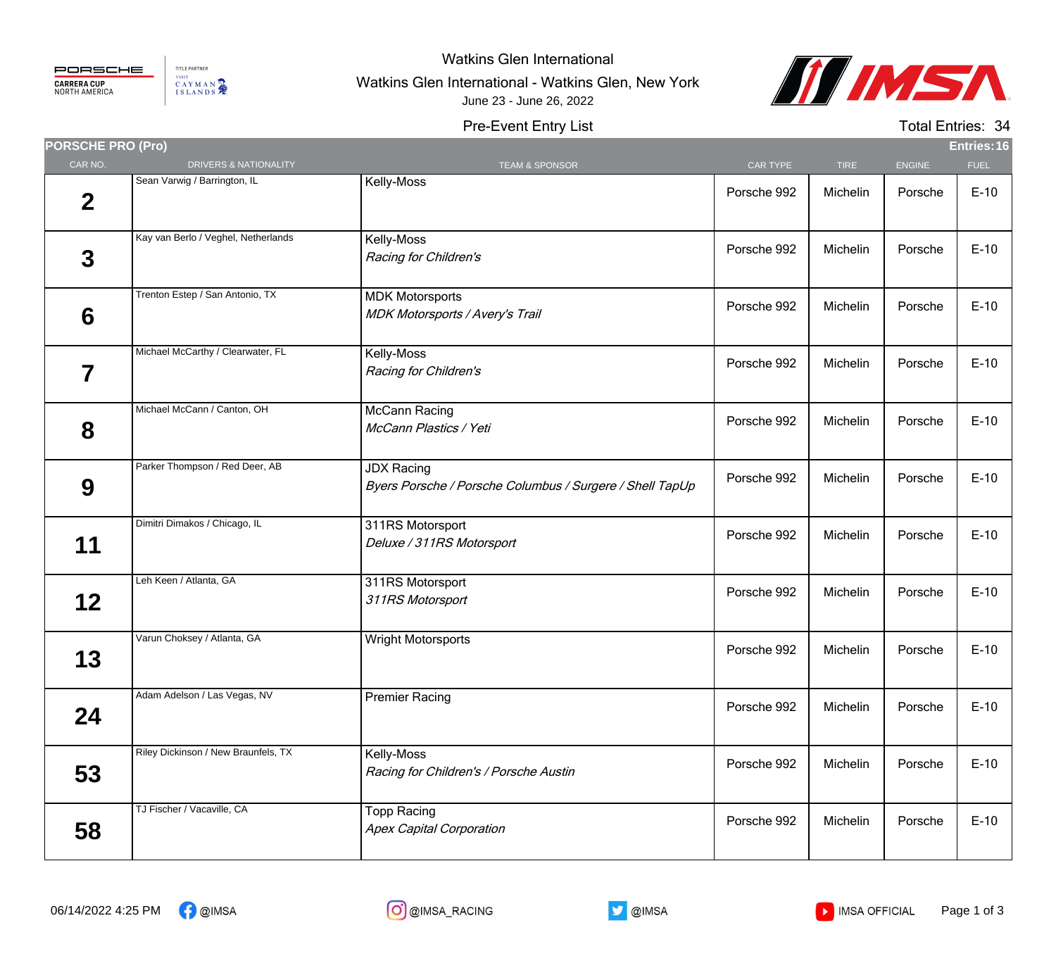Watkins Glen International

Watkins Glen International - Watkins Glen, New York

June 23 - June 26, 2022

Pre-Event Entry List

Total Entries: 34

## PORSCHE PRO (Pro)

Entries: 16

| CAR NO. | DRIVERS & NATIONALITY | TEAM & SPONSOR | CAR TYPE | TIRE | ENGINE | FUEL |
|---|---|---|---|---|---|---|
| **2** | Sean Varwig / Barrington, IL | Kelly-Moss | Porsche 992 | Michelin | Porsche | E-10 |
| **3** | Kay van Berlo / Veghel, Netherlands | Kelly-Moss<br>*Racing for Children's* | Porsche 992 | Michelin | Porsche | E-10 |
| **6** | Trenton Estep / San Antonio, TX | MDK Motorsports<br>*MDK Motorsports / Avery's Trail* | Porsche 992 | Michelin | Porsche | E-10 |
| **7** | Michael McCarthy / Clearwater, FL | Kelly-Moss<br>*Racing for Children's* | Porsche 992 | Michelin | Porsche | E-10 |
| **8** | Michael McCann / Canton, OH | McCann Racing<br>*McCann Plastics / Yeti* | Porsche 992 | Michelin | Porsche | E-10 |
| **9** | Parker Thompson / Red Deer, AB | JDX Racing<br>*Byers Porsche / Porsche Columbus / Surgere / Shell TapUp* | Porsche 992 | Michelin | Porsche | E-10 |
| **11** | Dimitri Dimakos / Chicago, IL | 311RS Motorsport<br>*Deluxe / 311RS Motorsport* | Porsche 992 | Michelin | Porsche | E-10 |
| **12** | Leh Keen / Atlanta, GA | 311RS Motorsport<br>*311RS Motorsport* | Porsche 992 | Michelin | Porsche | E-10 |
| **13** | Varun Choksey / Atlanta, GA | Wright Motorsports | Porsche 992 | Michelin | Porsche | E-10 |
| **24** | Adam Adelson / Las Vegas, NV | Premier Racing | Porsche 992 | Michelin | Porsche | E-10 |
| **53** | Riley Dickinson / New Braunfels, TX | Kelly-Moss<br>*Racing for Children's / Porsche Austin* | Porsche 992 | Michelin | Porsche | E-10 |
| **58** | TJ Fischer / Vacaville, CA | Topp Racing<br>*Apex Capital Corporation* | Porsche 992 | Michelin | Porsche | E-10 |

06/14/2022 4:25 PM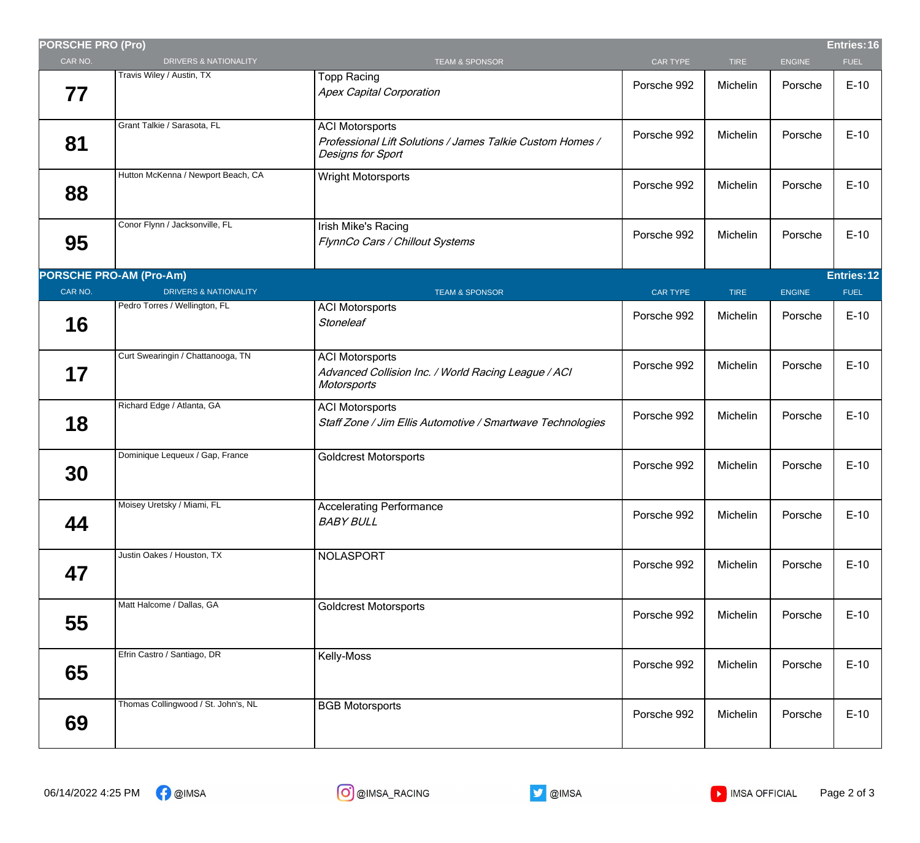## PORSCHE PRO (Pro)

Entries: 16

| CAR NO. | DRIVERS & NATIONALITY | TEAM & SPONSOR | CAR TYPE | TIRE | ENGINE | FUEL |
|---|---|---|---|---|---|---|
| 77 | Travis Wiley / Austin, TX | Topp Racing<br>*Apex Capital Corporation* | Porsche 992 | Michelin | Porsche | E-10 |
| 81 | Grant Talkie / Sarasota, FL | ACI Motorsports<br>*Professional Lift Solutions / James Talkie Custom Homes / Designs for Sport* | Porsche 992 | Michelin | Porsche | E-10 |
| 88 | Hutton McKenna / Newport Beach, CA | Wright Motorsports | Porsche 992 | Michelin | Porsche | E-10 |
| 95 | Conor Flynn / Jacksonville, FL | Irish Mike's Racing<br>*FlynnCo Cars / Chillout Systems* | Porsche 992 | Michelin | Porsche | E-10 |

## PORSCHE PRO-AM (Pro-Am)

Entries: 12

| CAR NO. | DRIVERS & NATIONALITY | TEAM & SPONSOR | CAR TYPE | TIRE | ENGINE | FUEL |
|---|---|---|---|---|---|---|
| 16 | Pedro Torres / Wellington, FL | ACI Motorsports<br>*Stoneleaf* | Porsche 992 | Michelin | Porsche | E-10 |
| 17 | Curt Swearingin / Chattanooga, TN | ACI Motorsports<br>*Advanced Collision Inc. / World Racing League / ACI Motorsports* | Porsche 992 | Michelin | Porsche | E-10 |
| 18 | Richard Edge / Atlanta, GA | ACI Motorsports<br>*Staff Zone / Jim Ellis Automotive / Smartwave Technologies* | Porsche 992 | Michelin | Porsche | E-10 |
| 30 | Dominique Lequeux / Gap, France | Goldcrest Motorsports | Porsche 992 | Michelin | Porsche | E-10 |
| 44 | Moisey Uretsky / Miami, FL | Accelerating Performance<br>*BABY BULL* | Porsche 992 | Michelin | Porsche | E-10 |
| 47 | Justin Oakes / Houston, TX | NOLASPORT | Porsche 992 | Michelin | Porsche | E-10 |
| 55 | Matt Halcome / Dallas, GA | Goldcrest Motorsports | Porsche 992 | Michelin | Porsche | E-10 |
| 65 | Efrin Castro / Santiago, DR | Kelly-Moss | Porsche 992 | Michelin | Porsche | E-10 |
| 69 | Thomas Collingwood / St. John's, NL | BGB Motorsports | Porsche 992 | Michelin | Porsche | E-10 |

06/14/2022 4:25 PM @IMSA @IMSA_RACING @IMSA IMSA OFFICIAL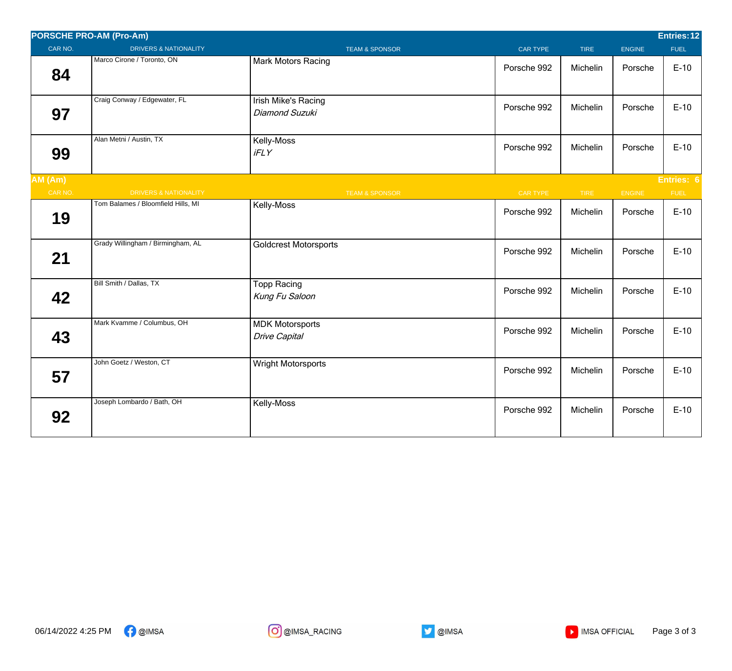## PORSCHE PRO-AM (Pro-Am)

Entries: 12

| CAR NO. | DRIVERS & NATIONALITY | TEAM & SPONSOR | CAR TYPE | TIRE | ENGINE | FUEL |
|---|---|---|---|---|---|---|
| 84 | Marco Cirone / Toronto, ON | Mark Motors Racing | Porsche 992 | Michelin | Porsche | E-10 |
| 97 | Craig Conway / Edgewater, FL | Irish Mike's Racing *Diamond Suzuki* | Porsche 992 | Michelin | Porsche | E-10 |
| 99 | Alan Metni / Austin, TX | Kelly-Moss *iFLY* | Porsche 992 | Michelin | Porsche | E-10 |

## AM (Am)

Entries: 6

| CAR NO. | DRIVERS & NATIONALITY | TEAM & SPONSOR | CAR TYPE | TIRE | ENGINE | FUEL |
|---|---|---|---|---|---|---|
| 19 | Tom Balames / Bloomfield Hills, MI | Kelly-Moss | Porsche 992 | Michelin | Porsche | E-10 |
| 21 | Grady Willingham / Birmingham, AL | Goldcrest Motorsports | Porsche 992 | Michelin | Porsche | E-10 |
| 42 | Bill Smith / Dallas, TX | Topp Racing *Kung Fu Saloon* | Porsche 992 | Michelin | Porsche | E-10 |
| 43 | Mark Kvamme / Columbus, OH | MDK Motorsports *Drive Capital* | Porsche 992 | Michelin | Porsche | E-10 |
| 57 | John Goetz / Weston, CT | Wright Motorsports | Porsche 992 | Michelin | Porsche | E-10 |
| 92 | Joseph Lombardo / Bath, OH | Kelly-Moss | Porsche 992 | Michelin | Porsche | E-10 |

06/14/2022 4:25 PM @IMSA @IMSA_RACING @IMSA IMSA OFFICIAL